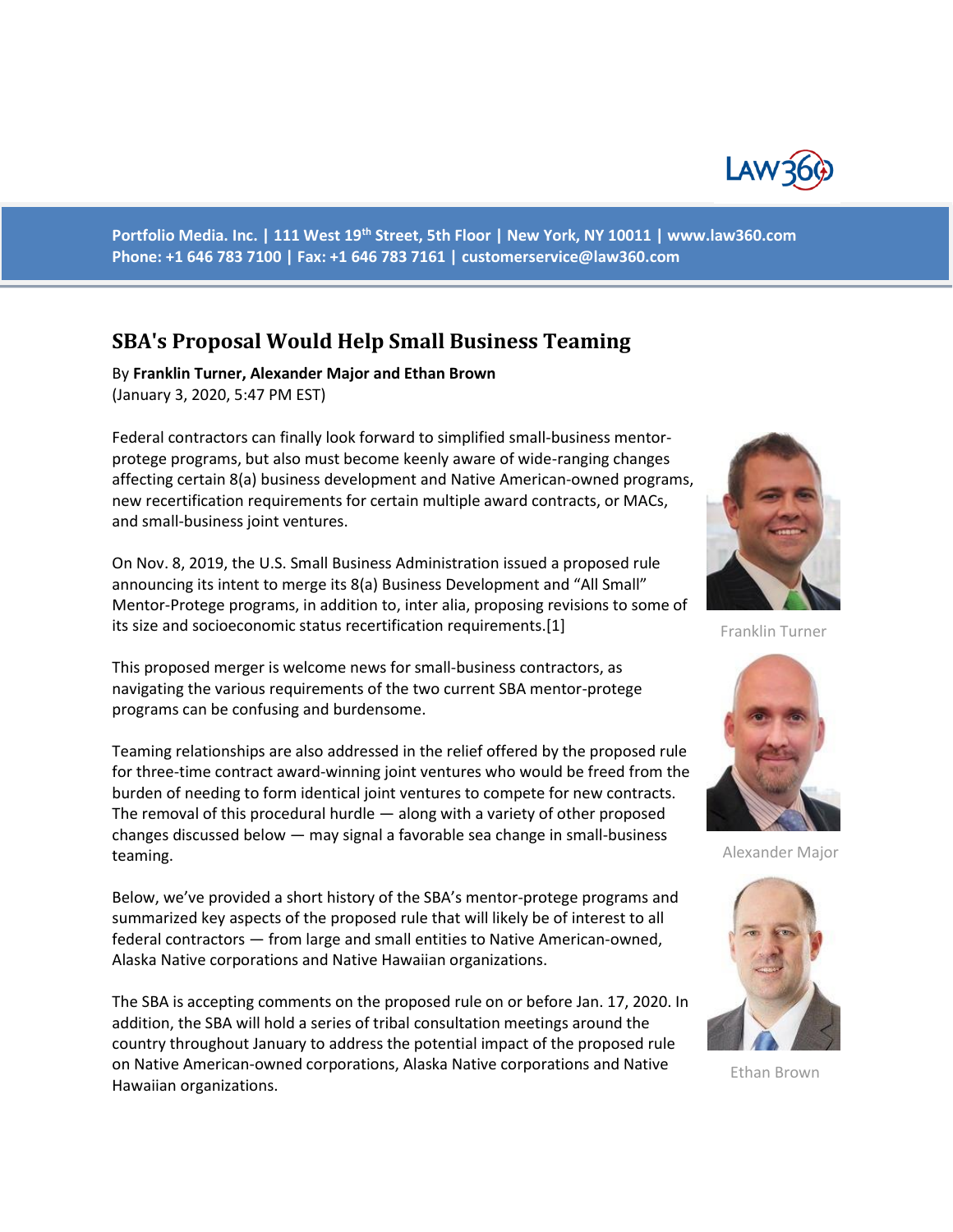Portfolio Media. Inc. | 111 West 19th Street, 5th Floor | New York, NY 10011 | www.law360.com
Phone: +1 646 783 7100 | Fax: +1 646 783 7161 | customerservice@law360.com

# SBA's Proposal Would Help Small Business Teaming

By **Franklin Turner, Alexander Major and Ethan Brown**
(January 3, 2020, 5:47 PM EST)

Federal contractors can finally look forward to simplified small-business mentor-protege programs, but also must become keenly aware of wide-ranging changes affecting certain 8(a) business development and Native American-owned programs, new recertification requirements for certain multiple award contracts, or MACs, and small-business joint ventures.

On Nov. 8, 2019, the U.S. Small Business Administration issued a proposed rule announcing its intent to merge its 8(a) Business Development and "All Small" Mentor-Protege programs, in addition to, inter alia, proposing revisions to some of its size and socioeconomic status recertification requirements.[1]

This proposed merger is welcome news for small-business contractors, as navigating the various requirements of the two current SBA mentor-protege programs can be confusing and burdensome.

Teaming relationships are also addressed in the relief offered by the proposed rule for three-time contract award-winning joint ventures who would be freed from the burden of needing to form identical joint ventures to compete for new contracts. The removal of this procedural hurdle — along with a variety of other proposed changes discussed below — may signal a favorable sea change in small-business teaming.

Below, we've provided a short history of the SBA's mentor-protege programs and summarized key aspects of the proposed rule that will likely be of interest to all federal contractors — from large and small entities to Native American-owned, Alaska Native corporations and Native Hawaiian organizations.

The SBA is accepting comments on the proposed rule on or before Jan. 17, 2020. In addition, the SBA will hold a series of tribal consultation meetings around the country throughout January to address the potential impact of the proposed rule on Native American-owned corporations, Alaska Native corporations and Native Hawaiian organizations.

Franklin Turner

Alexander Major

Ethan Brown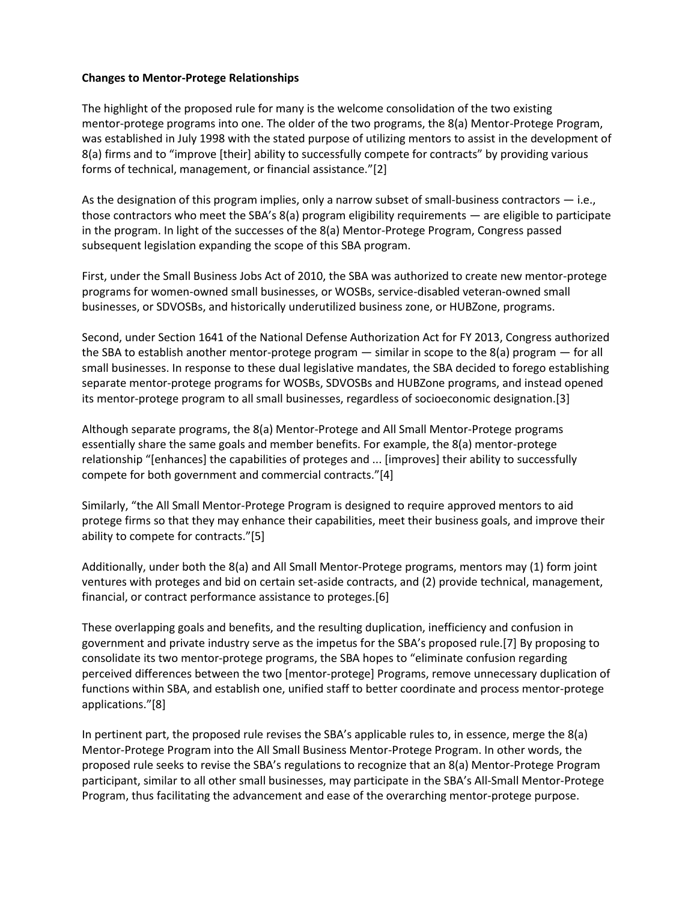**Changes to Mentor-Protege Relationships**

The highlight of the proposed rule for many is the welcome consolidation of the two existing mentor-protege programs into one. The older of the two programs, the 8(a) Mentor-Protege Program, was established in July 1998 with the stated purpose of utilizing mentors to assist in the development of 8(a) firms and to "improve [their] ability to successfully compete for contracts" by providing various forms of technical, management, or financial assistance."[2]

As the designation of this program implies, only a narrow subset of small-business contractors — i.e., those contractors who meet the SBA's 8(a) program eligibility requirements — are eligible to participate in the program. In light of the successes of the 8(a) Mentor-Protege Program, Congress passed subsequent legislation expanding the scope of this SBA program.

First, under the Small Business Jobs Act of 2010, the SBA was authorized to create new mentor-protege programs for women-owned small businesses, or WOSBs, service-disabled veteran-owned small businesses, or SDVOSBs, and historically underutilized business zone, or HUBZone, programs.

Second, under Section 1641 of the National Defense Authorization Act for FY 2013, Congress authorized the SBA to establish another mentor-protege program — similar in scope to the 8(a) program — for all small businesses. In response to these dual legislative mandates, the SBA decided to forego establishing separate mentor-protege programs for WOSBs, SDVOSBs and HUBZone programs, and instead opened its mentor-protege program to all small businesses, regardless of socioeconomic designation.[3]

Although separate programs, the 8(a) Mentor-Protege and All Small Mentor-Protege programs essentially share the same goals and member benefits. For example, the 8(a) mentor-protege relationship "[enhances] the capabilities of proteges and ... [improves] their ability to successfully compete for both government and commercial contracts."[4]

Similarly, "the All Small Mentor-Protege Program is designed to require approved mentors to aid protege firms so that they may enhance their capabilities, meet their business goals, and improve their ability to compete for contracts."[5]

Additionally, under both the 8(a) and All Small Mentor-Protege programs, mentors may (1) form joint ventures with proteges and bid on certain set-aside contracts, and (2) provide technical, management, financial, or contract performance assistance to proteges.[6]

These overlapping goals and benefits, and the resulting duplication, inefficiency and confusion in government and private industry serve as the impetus for the SBA's proposed rule.[7] By proposing to consolidate its two mentor-protege programs, the SBA hopes to "eliminate confusion regarding perceived differences between the two [mentor-protege] Programs, remove unnecessary duplication of functions within SBA, and establish one, unified staff to better coordinate and process mentor-protege applications."[8]

In pertinent part, the proposed rule revises the SBA's applicable rules to, in essence, merge the 8(a) Mentor-Protege Program into the All Small Business Mentor-Protege Program. In other words, the proposed rule seeks to revise the SBA's regulations to recognize that an 8(a) Mentor-Protege Program participant, similar to all other small businesses, may participate in the SBA's All-Small Mentor-Protege Program, thus facilitating the advancement and ease of the overarching mentor-protege purpose.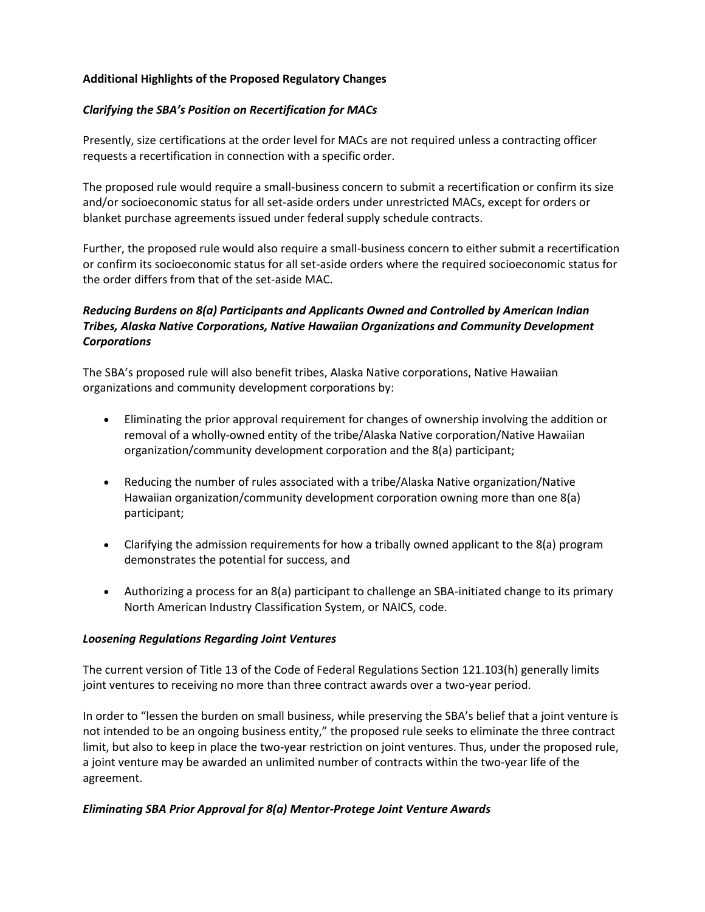**Additional Highlights of the Proposed Regulatory Changes**

***Clarifying the SBA's Position on Recertification for MACs***

Presently, size certifications at the order level for MACs are not required unless a contracting officer requests a recertification in connection with a specific order.

The proposed rule would require a small-business concern to submit a recertification or confirm its size and/or socioeconomic status for all set-aside orders under unrestricted MACs, except for orders or blanket purchase agreements issued under federal supply schedule contracts.

Further, the proposed rule would also require a small-business concern to either submit a recertification or confirm its socioeconomic status for all set-aside orders where the required socioeconomic status for the order differs from that of the set-aside MAC.

***Reducing Burdens on 8(a) Participants and Applicants Owned and Controlled by American Indian Tribes, Alaska Native Corporations, Native Hawaiian Organizations and Community Development Corporations***

The SBA's proposed rule will also benefit tribes, Alaska Native corporations, Native Hawaiian organizations and community development corporations by:

- Eliminating the prior approval requirement for changes of ownership involving the addition or removal of a wholly-owned entity of the tribe/Alaska Native corporation/Native Hawaiian organization/community development corporation and the 8(a) participant;

- Reducing the number of rules associated with a tribe/Alaska Native organization/Native Hawaiian organization/community development corporation owning more than one 8(a) participant;

- Clarifying the admission requirements for how a tribally owned applicant to the 8(a) program demonstrates the potential for success, and

- Authorizing a process for an 8(a) participant to challenge an SBA-initiated change to its primary North American Industry Classification System, or NAICS, code.

***Loosening Regulations Regarding Joint Ventures***

The current version of Title 13 of the Code of Federal Regulations Section 121.103(h) generally limits joint ventures to receiving no more than three contract awards over a two-year period.

In order to "lessen the burden on small business, while preserving the SBA's belief that a joint venture is not intended to be an ongoing business entity," the proposed rule seeks to eliminate the three contract limit, but also to keep in place the two-year restriction on joint ventures. Thus, under the proposed rule, a joint venture may be awarded an unlimited number of contracts within the two-year life of the agreement.

***Eliminating SBA Prior Approval for 8(a) Mentor-Protege Joint Venture Awards***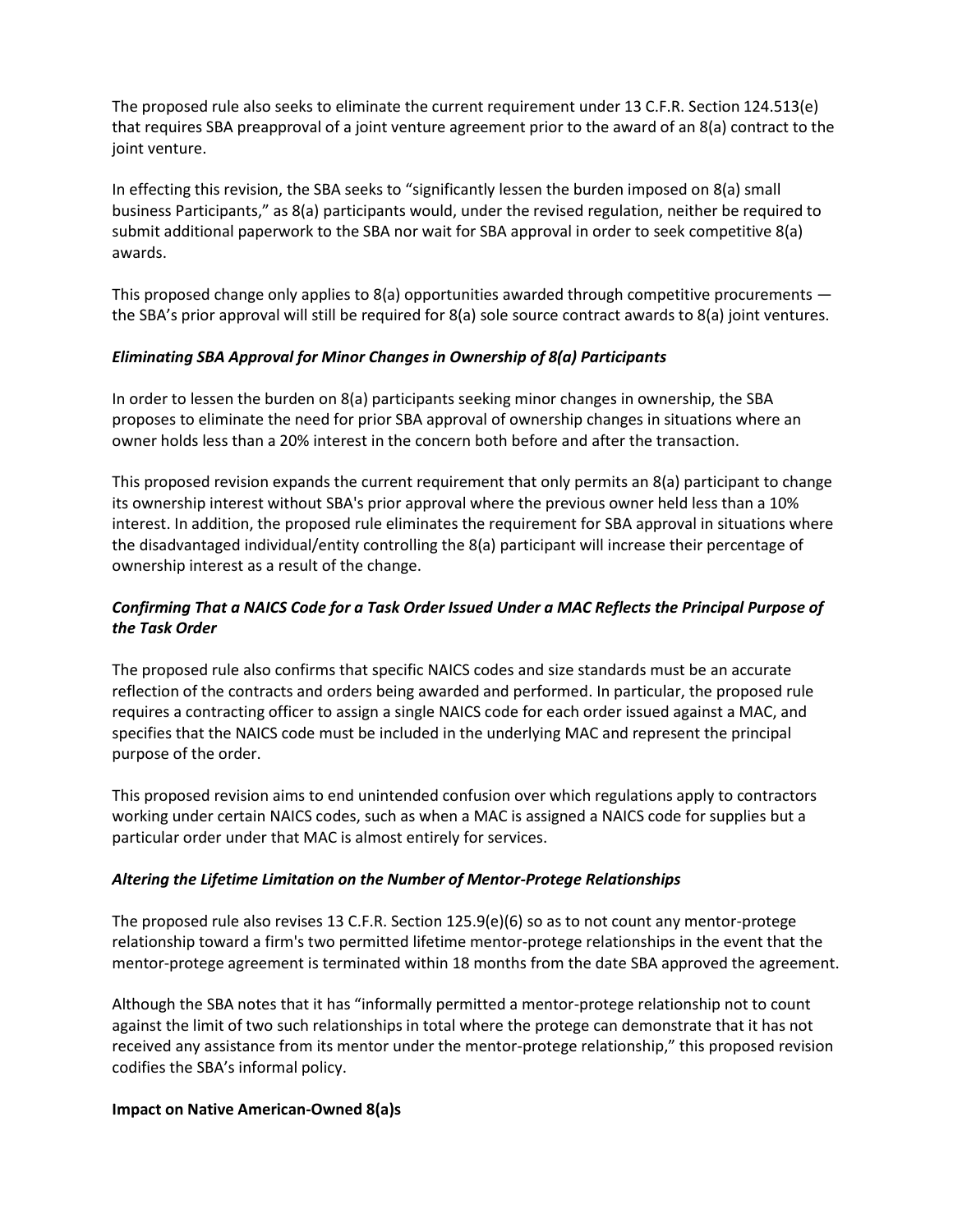The proposed rule also seeks to eliminate the current requirement under 13 C.F.R. Section 124.513(e) that requires SBA preapproval of a joint venture agreement prior to the award of an 8(a) contract to the joint venture.

In effecting this revision, the SBA seeks to "significantly lessen the burden imposed on 8(a) small business Participants," as 8(a) participants would, under the revised regulation, neither be required to submit additional paperwork to the SBA nor wait for SBA approval in order to seek competitive 8(a) awards.

This proposed change only applies to 8(a) opportunities awarded through competitive procurements — the SBA's prior approval will still be required for 8(a) sole source contract awards to 8(a) joint ventures.

### *Eliminating SBA Approval for Minor Changes in Ownership of 8(a) Participants*

In order to lessen the burden on 8(a) participants seeking minor changes in ownership, the SBA proposes to eliminate the need for prior SBA approval of ownership changes in situations where an owner holds less than a 20% interest in the concern both before and after the transaction.

This proposed revision expands the current requirement that only permits an 8(a) participant to change its ownership interest without SBA's prior approval where the previous owner held less than a 10% interest. In addition, the proposed rule eliminates the requirement for SBA approval in situations where the disadvantaged individual/entity controlling the 8(a) participant will increase their percentage of ownership interest as a result of the change.

### *Confirming That a NAICS Code for a Task Order Issued Under a MAC Reflects the Principal Purpose of the Task Order*

The proposed rule also confirms that specific NAICS codes and size standards must be an accurate reflection of the contracts and orders being awarded and performed. In particular, the proposed rule requires a contracting officer to assign a single NAICS code for each order issued against a MAC, and specifies that the NAICS code must be included in the underlying MAC and represent the principal purpose of the order.

This proposed revision aims to end unintended confusion over which regulations apply to contractors working under certain NAICS codes, such as when a MAC is assigned a NAICS code for supplies but a particular order under that MAC is almost entirely for services.

### *Altering the Lifetime Limitation on the Number of Mentor-Protege Relationships*

The proposed rule also revises 13 C.F.R. Section 125.9(e)(6) so as to not count any mentor-protege relationship toward a firm's two permitted lifetime mentor-protege relationships in the event that the mentor-protege agreement is terminated within 18 months from the date SBA approved the agreement.

Although the SBA notes that it has "informally permitted a mentor-protege relationship not to count against the limit of two such relationships in total where the protege can demonstrate that it has not received any assistance from its mentor under the mentor-protege relationship," this proposed revision codifies the SBA's informal policy.

## **Impact on Native American-Owned 8(a)s**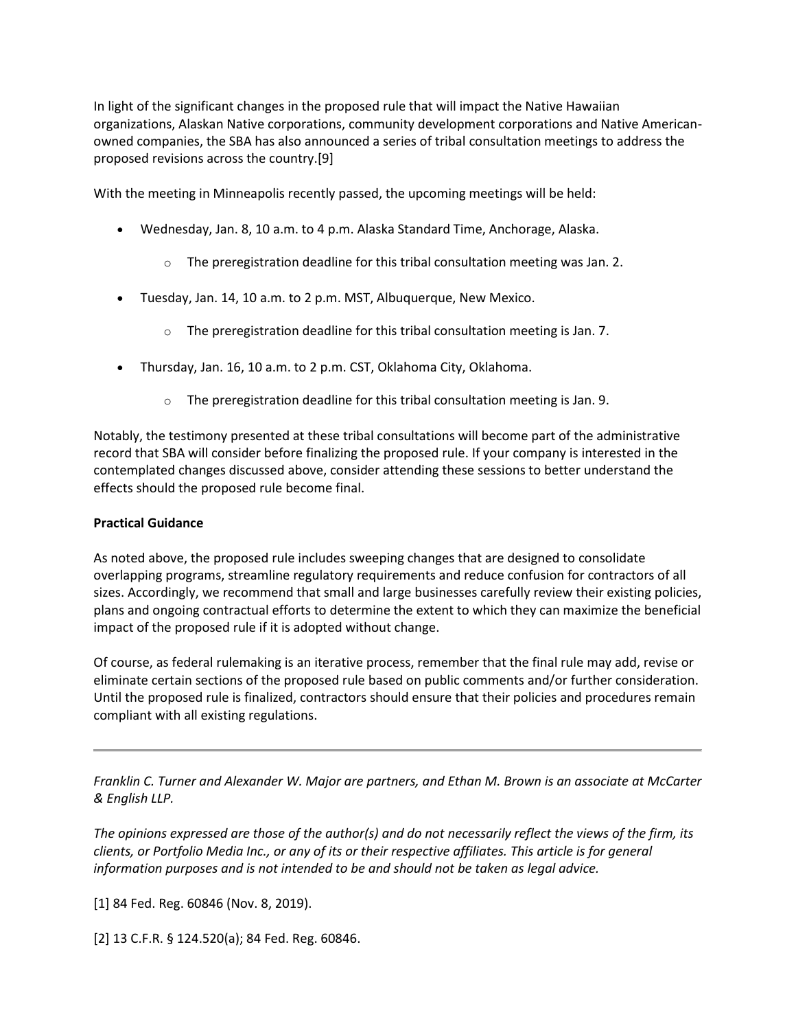In light of the significant changes in the proposed rule that will impact the Native Hawaiian organizations, Alaskan Native corporations, community development corporations and Native American-owned companies, the SBA has also announced a series of tribal consultation meetings to address the proposed revisions across the country.[9]

With the meeting in Minneapolis recently passed, the upcoming meetings will be held:

- Wednesday, Jan. 8, 10 a.m. to 4 p.m. Alaska Standard Time, Anchorage, Alaska.
  - The preregistration deadline for this tribal consultation meeting was Jan. 2.
- Tuesday, Jan. 14, 10 a.m. to 2 p.m. MST, Albuquerque, New Mexico.
  - The preregistration deadline for this tribal consultation meeting is Jan. 7.
- Thursday, Jan. 16, 10 a.m. to 2 p.m. CST, Oklahoma City, Oklahoma.
  - The preregistration deadline for this tribal consultation meeting is Jan. 9.

Notably, the testimony presented at these tribal consultations will become part of the administrative record that SBA will consider before finalizing the proposed rule. If your company is interested in the contemplated changes discussed above, consider attending these sessions to better understand the effects should the proposed rule become final.

**Practical Guidance**

As noted above, the proposed rule includes sweeping changes that are designed to consolidate overlapping programs, streamline regulatory requirements and reduce confusion for contractors of all sizes. Accordingly, we recommend that small and large businesses carefully review their existing policies, plans and ongoing contractual efforts to determine the extent to which they can maximize the beneficial impact of the proposed rule if it is adopted without change.

Of course, as federal rulemaking is an iterative process, remember that the final rule may add, revise or eliminate certain sections of the proposed rule based on public comments and/or further consideration. Until the proposed rule is finalized, contractors should ensure that their policies and procedures remain compliant with all existing regulations.

---

*Franklin C. Turner and Alexander W. Major are partners, and Ethan M. Brown is an associate at McCarter & English LLP.*

*The opinions expressed are those of the author(s) and do not necessarily reflect the views of the firm, its clients, or Portfolio Media Inc., or any of its or their respective affiliates. This article is for general information purposes and is not intended to be and should not be taken as legal advice.*

[1] 84 Fed. Reg. 60846 (Nov. 8, 2019).

[2] 13 C.F.R. § 124.520(a); 84 Fed. Reg. 60846.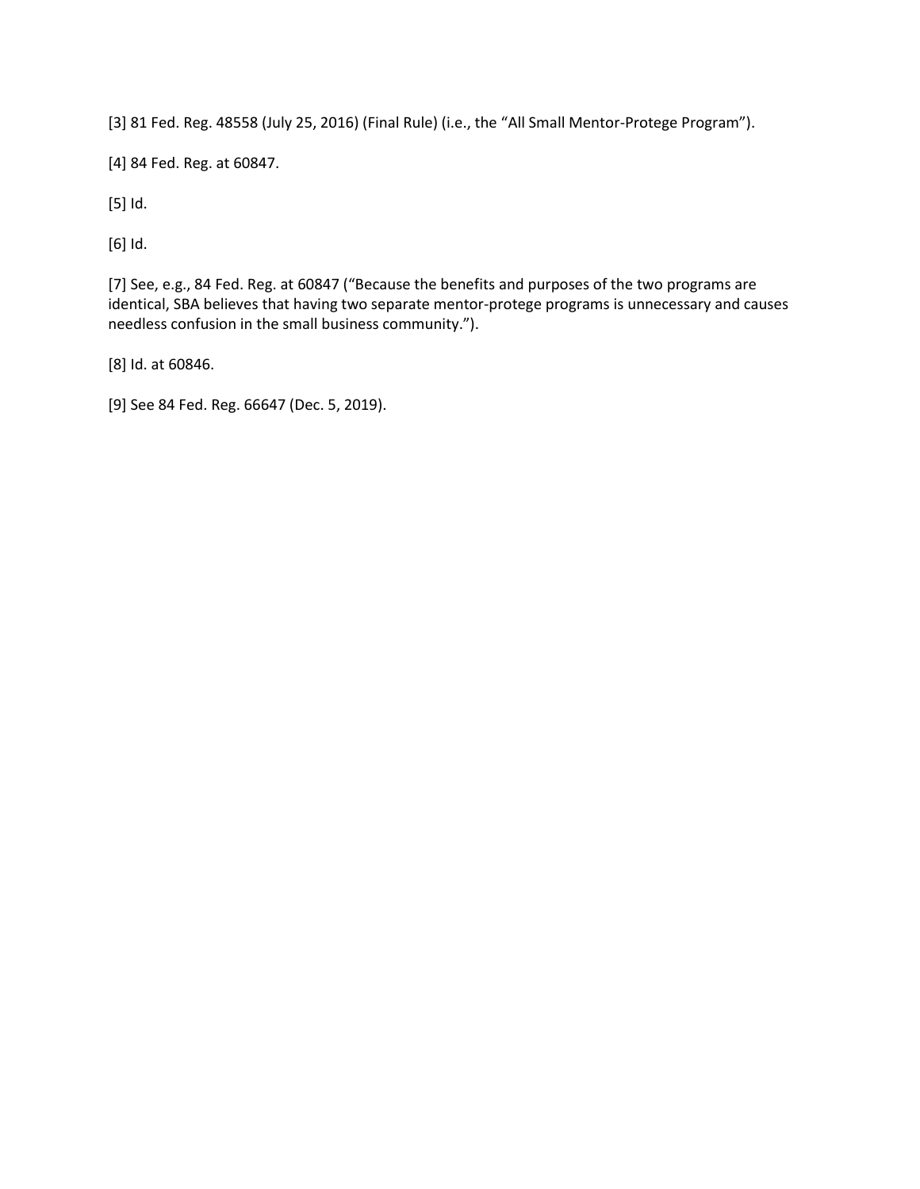[3] 81 Fed. Reg. 48558 (July 25, 2016) (Final Rule) (i.e., the "All Small Mentor-Protege Program").

[4] 84 Fed. Reg. at 60847.

[5] Id.

[6] Id.

[7] See, e.g., 84 Fed. Reg. at 60847 ("Because the benefits and purposes of the two programs are identical, SBA believes that having two separate mentor-protege programs is unnecessary and causes needless confusion in the small business community.").

[8] Id. at 60846.

[9] See 84 Fed. Reg. 66647 (Dec. 5, 2019).